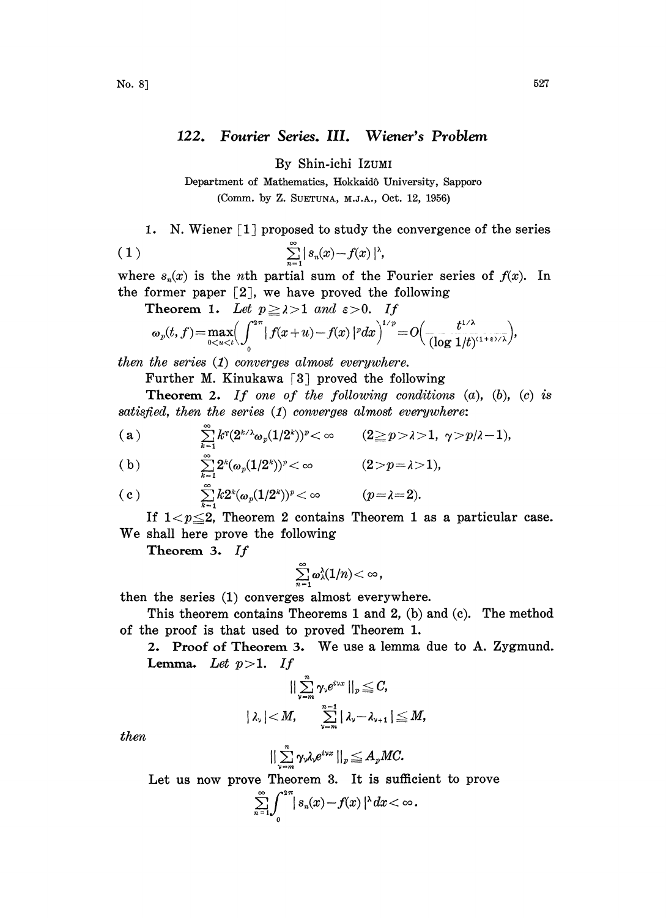# 122. Fourier Series. III. Wiener's Problem

By Shin-ichi IZUMI

Department of Mathematics, Hokkaidô University, Sapporo
(Comm. by Z. SUETUNA, M.J.A., Oct. 12, 1956)

1. N. Wiener [1] proposed to study the convergence of the series

$$\sum_{n=1}^{\infty} |s_n(x)-f(x)|^{\lambda}, \tag{1}$$

where $s_n(x)$ is the $n$th partial sum of the Fourier series of $f(x)$. In the former paper [2], we have proved the following

**Theorem 1.** *Let $p \geqq \lambda > 1$ and $\varepsilon > 0$. If*

$$\omega_p(t,f)=\max_{0<u<t}\Big(\int_0^{2\pi}|f(x+u)-f(x)|^p dx\Big)^{1/p}=O\Big(\frac{t^{1/\lambda}}{(\log 1/t)^{(1+\varepsilon)/\lambda}}\Big),$$

*then the series (1) converges almost everywhere.*

Further M. Kinukawa [3] proved the following

**Theorem 2.** *If one of the following conditions (a), (b), (c) is satisfied, then the series (1) converges almost everywhere:*

$$\text{(a)} \qquad \sum_{k=1}^{\infty} k^{\gamma}(2^{k/\lambda}\omega_p(1/2^k))^p < \infty \qquad (2 \geqq p > \lambda > 1,\ \gamma > p/\lambda - 1),$$

$$\text{(b)} \qquad \sum_{k=1}^{\infty} 2^k(\omega_p(1/2^k))^p < \infty \qquad (2 > p = \lambda > 1),$$

$$\text{(c)} \qquad \sum_{k=1}^{\infty} k2^k(\omega_p(1/2^k))^p < \infty \qquad (p = \lambda = 2).$$

If $1 < p \leqq 2$, Theorem 2 contains Theorem 1 as a particular case. We shall here prove the following

**Theorem 3.** *If*

$$\sum_{n=1}^{\infty} \omega_{\lambda}^{\lambda}(1/n) < \infty,$$

then the series (1) converges almost everywhere.

This theorem contains Theorems 1 and 2, (b) and (c). The method of the proof is that used to proved Theorem 1.

2. **Proof of Theorem 3.** We use a lemma due to A. Zygmund.

**Lemma.** *Let $p > 1$. If*

$$\|\sum_{\nu=m}^{n} \gamma_{\nu} e^{i\nu x}\|_p \leqq C,$$

$$|\lambda_{\nu}| < M, \qquad \sum_{\nu=m}^{n-1} |\lambda_{\nu} - \lambda_{\nu+1}| \leqq M,$$

*then*

$$\|\sum_{\nu=m}^{n} \gamma_{\nu}\lambda_{\nu} e^{i\nu x}\|_p \leqq A_p MC.$$

Let us now prove Theorem 3. It is sufficient to prove

$$\sum_{n=1}^{\infty}\int_0^{2\pi} |s_n(x)-f(x)|^{\lambda} dx < \infty.$$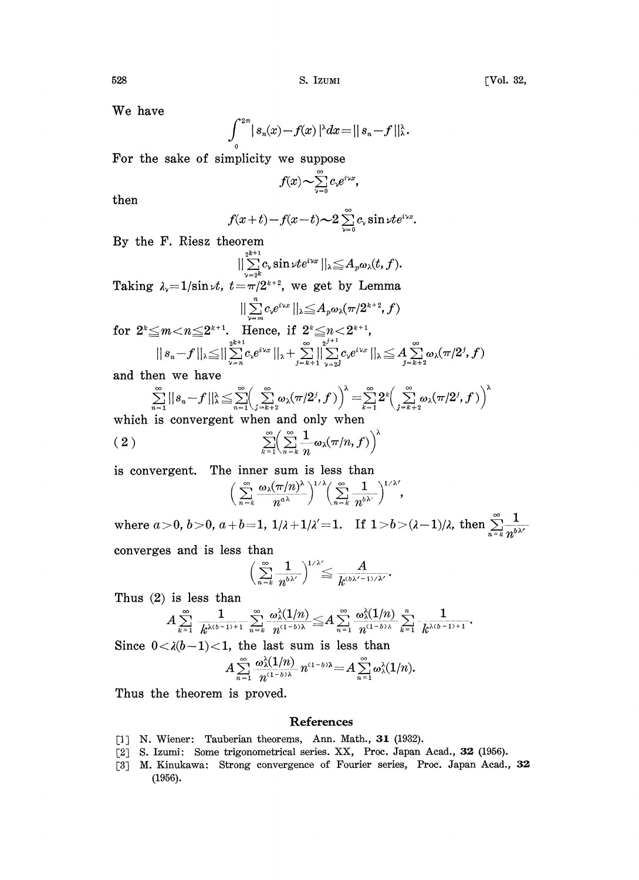We have

$$\int_0^{2\pi} |s_n(x)-f(x)|^\lambda dx = \|s_n - f\|_\lambda^\lambda.$$

For the sake of simplicity we suppose

$$f(x) \sim \sum_{\nu=0}^{\infty} c_\nu e^{i\nu x},$$

then

$$f(x+t)-f(x-t) \sim 2\sum_{\nu=0}^{\infty} c_\nu \sin \nu t e^{i\nu x}.$$

By the F. Riesz theorem

$$\|\sum_{\nu=2^k}^{2^{k+1}} c_\nu \sin \nu t e^{i\nu x}\|_\lambda \leqq A_p \omega_\lambda(t, f).$$

Taking $\lambda_\nu = 1/\sin \nu t$, $t=\pi/2^{k+2}$, we get by Lemma

$$\|\sum_{\nu=m}^{n} c_\nu e^{i\nu x}\|_\lambda \leqq A_p \omega_\lambda(\pi/2^{k+2}, f)$$

for $2^k \leqq m < n \leqq 2^{k+1}$. Hence, if $2^k \leqq n < 2^{k+1}$,

$$\|s_n - f\|_\lambda \leqq \|\sum_{\nu=n}^{2^{k+1}} c_\nu e^{i\nu x}\|_\lambda + \sum_{j=k+1}^{\infty} \|\sum_{\nu=2^j}^{2^{j+1}} c_\nu e^{i\nu x}\|_\lambda \leqq A \sum_{j=k+2}^{\infty} \omega_\lambda(\pi/2^j, f)$$

and then we have

$$\sum_{n=1}^{\infty} \|s_n - f\|_\lambda^\lambda \leqq \sum_{n=1}^{\infty}\Big(\sum_{j=k+2}^{\infty} \omega_\lambda(\pi/2^j, f)\Big)^\lambda = \sum_{k=1}^{\infty} 2^k \Big(\sum_{j=k+2}^{\infty} \omega_\lambda(\pi/2^j, f)\Big)^\lambda$$

which is convergent when and only when

$$\sum_{k=1}^{\infty}\Big(\sum_{n=k}^{\infty} \frac{1}{n} \omega_\lambda(\pi/n, f)\Big)^\lambda \tag{2}$$

is convergent. The inner sum is less than

$$\Big(\sum_{n=k}^{\infty} \frac{\omega_\lambda(\pi/n)^\lambda}{n^{a\lambda}}\Big)^{1/\lambda} \Big(\sum_{n=k}^{\infty} \frac{1}{n^{b\lambda'}}\Big)^{1/\lambda'},$$

where $a>0$, $b>0$, $a+b=1$, $1/\lambda + 1/\lambda' = 1$. If $1 > b > (\lambda-1)/\lambda$, then $\sum_{n=k}^{\infty} \frac{1}{n^{b\lambda'}}$ converges and is less than

$$\Big(\sum_{n=k}^{\infty} \frac{1}{n^{b\lambda'}}\Big)^{1/\lambda'} \leqq \frac{A}{k^{(b\lambda'-1)/\lambda'}}.$$

Thus (2) is less than

$$A\sum_{k=1}^{\infty} \frac{1}{k^{\lambda(b-1)+1}} \sum_{n=k}^{\infty} \frac{\omega_\lambda^\lambda(1/n)}{n^{(1-b)\lambda}} \leqq A \sum_{n=1}^{\infty} \frac{\omega_\lambda^\lambda(1/n)}{n^{(1-b)\lambda}} \sum_{k=1}^{n} \frac{1}{k^{\lambda(b-1)+1}}.$$

Since $0 < \lambda(b-1) < 1$, the last sum is less than

$$A\sum_{n=1}^{\infty} \frac{\omega_\lambda^\lambda(1/n)}{n^{(1-b)\lambda}} n^{(1-b)\lambda} = A\sum_{n=1}^{\infty} \omega_\lambda^\lambda(1/n).$$

Thus the theorem is proved.

## References

[1] N. Wiener: Tauberian theorems, Ann. Math., **31** (1932).

[2] S. Izumi: Some trigonometrical series. XX, Proc. Japan Acad., **32** (1956).

[3] M. Kinukawa: Strong convergence of Fourier series, Proc. Japan Acad., **32** (1956).